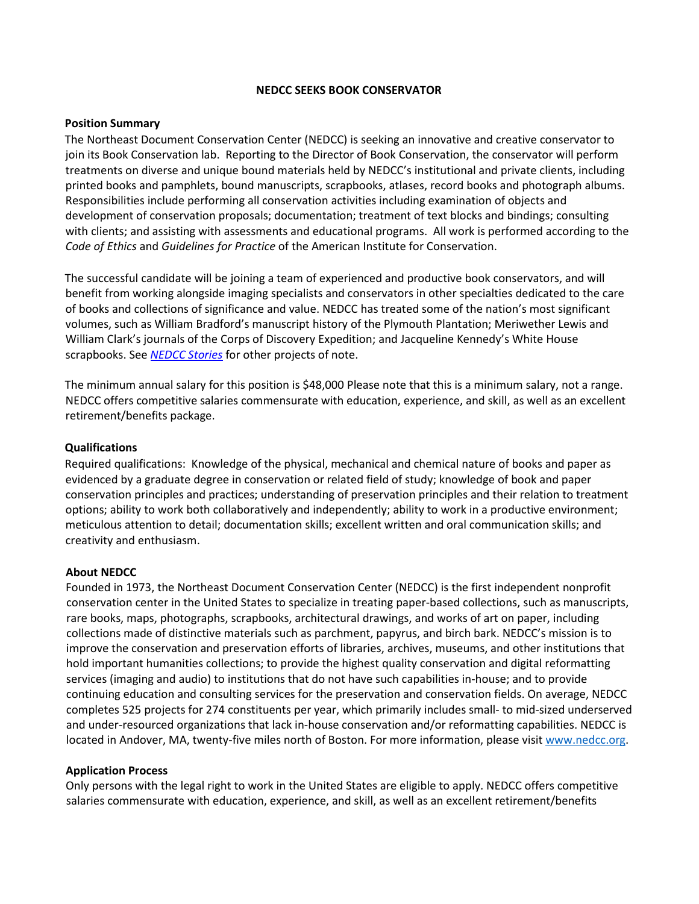# NEDCC SEEKS BOOK CONSERVATOR

## Position Summary

The Northeast Document Conservation Center (NEDCC) is seeking an innovative and creative conservator to join its Book Conservation lab. Reporting to the Director of Book Conservation, the conservator will perform treatments on diverse and unique bound materials held by NEDCC's institutional and private clients, including printed books and pamphlets, bound manuscripts, scrapbooks, atlases, record books and photograph albums. Responsibilities include performing all conservation activities including examination of objects and development of conservation proposals; documentation; treatment of text blocks and bindings; consulting with clients; and assisting with assessments and educational programs. All work is performed according to the *Code of Ethics* and *Guidelines for Practice* of the American Institute for Conservation.

The successful candidate will be joining a team of experienced and productive book conservators, and will benefit from working alongside imaging specialists and conservators in other specialties dedicated to the care of books and collections of significance and value. NEDCC has treated some of the nation's most significant volumes, such as William Bradford's manuscript history of the Plymouth Plantation; Meriwether Lewis and William Clark's journals of the Corps of Discovery Expedition; and Jacqueline Kennedy's White House scrapbooks. See *NEDCC Stories* for other projects of note.

The minimum annual salary for this position is $48,000 Please note that this is a minimum salary, not a range. NEDCC offers competitive salaries commensurate with education, experience, and skill, as well as an excellent retirement/benefits package.

## Qualifications

Required qualifications: Knowledge of the physical, mechanical and chemical nature of books and paper as evidenced by a graduate degree in conservation or related field of study; knowledge of book and paper conservation principles and practices; understanding of preservation principles and their relation to treatment options; ability to work both collaboratively and independently; ability to work in a productive environment; meticulous attention to detail; documentation skills; excellent written and oral communication skills; and creativity and enthusiasm.

## About NEDCC

Founded in 1973, the Northeast Document Conservation Center (NEDCC) is the first independent nonprofit conservation center in the United States to specialize in treating paper-based collections, such as manuscripts, rare books, maps, photographs, scrapbooks, architectural drawings, and works of art on paper, including collections made of distinctive materials such as parchment, papyrus, and birch bark. NEDCC's mission is to improve the conservation and preservation efforts of libraries, archives, museums, and other institutions that hold important humanities collections; to provide the highest quality conservation and digital reformatting services (imaging and audio) to institutions that do not have such capabilities in-house; and to provide continuing education and consulting services for the preservation and conservation fields. On average, NEDCC completes 525 projects for 274 constituents per year, which primarily includes small- to mid-sized underserved and under-resourced organizations that lack in-house conservation and/or reformatting capabilities. NEDCC is located in Andover, MA, twenty-five miles north of Boston. For more information, please visit www.nedcc.org.

## Application Process

Only persons with the legal right to work in the United States are eligible to apply. NEDCC offers competitive salaries commensurate with education, experience, and skill, as well as an excellent retirement/benefits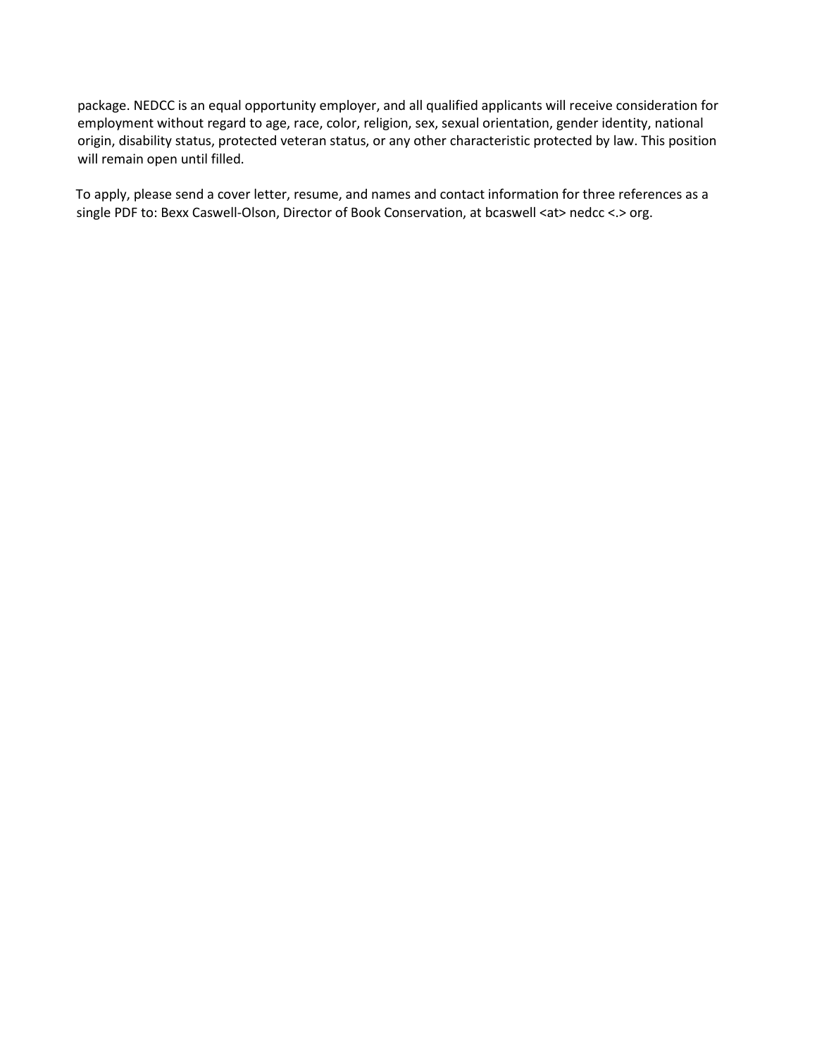package. NEDCC is an equal opportunity employer, and all qualified applicants will receive consideration for employment without regard to age, race, color, religion, sex, sexual orientation, gender identity, national origin, disability status, protected veteran status, or any other characteristic protected by law. This position will remain open until filled.

To apply, please send a cover letter, resume, and names and contact information for three references as a single PDF to: Bexx Caswell-Olson, Director of Book Conservation, at bcaswell <at> nedcc <.> org.